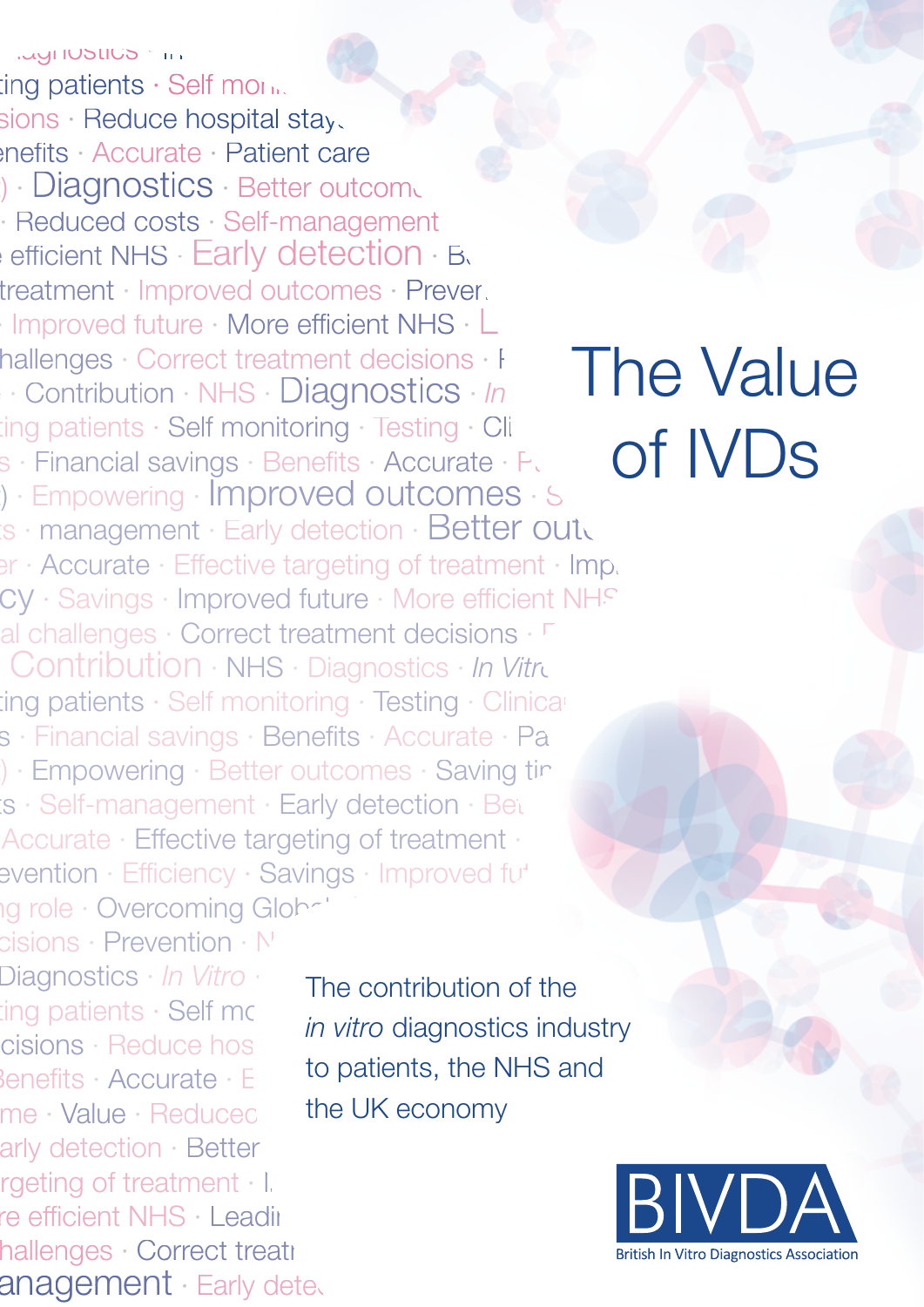# The Value of IVDs

The contribution of the *in vitro* diagnostics industry to patients, the NHS and the UK economy

BIVDA

British In Vitro Diagnostics Association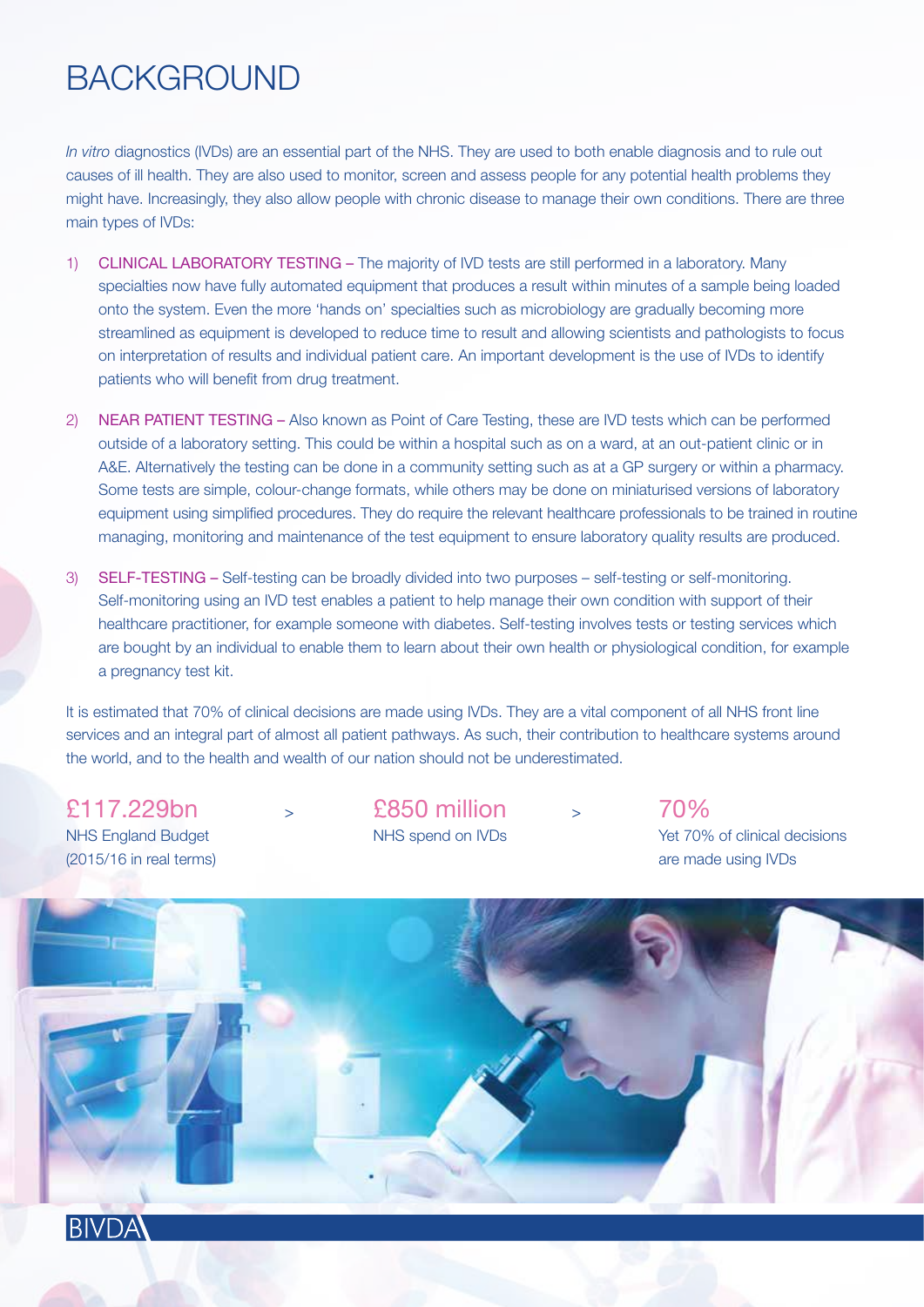# BACKGROUND

*In vitro* diagnostics (IVDs) are an essential part of the NHS. They are used to both enable diagnosis and to rule out causes of ill health. They are also used to monitor, screen and assess people for any potential health problems they might have. Increasingly, they also allow people with chronic disease to manage their own conditions. There are three main types of IVDs:

1) CLINICAL LABORATORY TESTING – The majority of IVD tests are still performed in a laboratory. Many specialties now have fully automated equipment that produces a result within minutes of a sample being loaded onto the system. Even the more 'hands on' specialties such as microbiology are gradually becoming more streamlined as equipment is developed to reduce time to result and allowing scientists and pathologists to focus on interpretation of results and individual patient care. An important development is the use of IVDs to identify patients who will benefit from drug treatment.

2) NEAR PATIENT TESTING – Also known as Point of Care Testing, these are IVD tests which can be performed outside of a laboratory setting. This could be within a hospital such as on a ward, at an out-patient clinic or in A&E. Alternatively the testing can be done in a community setting such as at a GP surgery or within a pharmacy. Some tests are simple, colour-change formats, while others may be done on miniaturised versions of laboratory equipment using simplified procedures. They do require the relevant healthcare professionals to be trained in routine managing, monitoring and maintenance of the test equipment to ensure laboratory quality results are produced.

3) SELF-TESTING – Self-testing can be broadly divided into two purposes – self-testing or self-monitoring. Self-monitoring using an IVD test enables a patient to help manage their own condition with support of their healthcare practitioner, for example someone with diabetes. Self-testing involves tests or testing services which are bought by an individual to enable them to learn about their own health or physiological condition, for example a pregnancy test kit.

It is estimated that 70% of clinical decisions are made using IVDs. They are a vital component of all NHS front line services and an integral part of almost all patient pathways. As such, their contribution to healthcare systems around the world, and to the health and wealth of our nation should not be underestimated.

**£117.229bn**
NHS England Budget (2015/16 in real terms)

>

**£850 million**
NHS spend on IVDs

>

**70%**
Yet 70% of clinical decisions are made using IVDs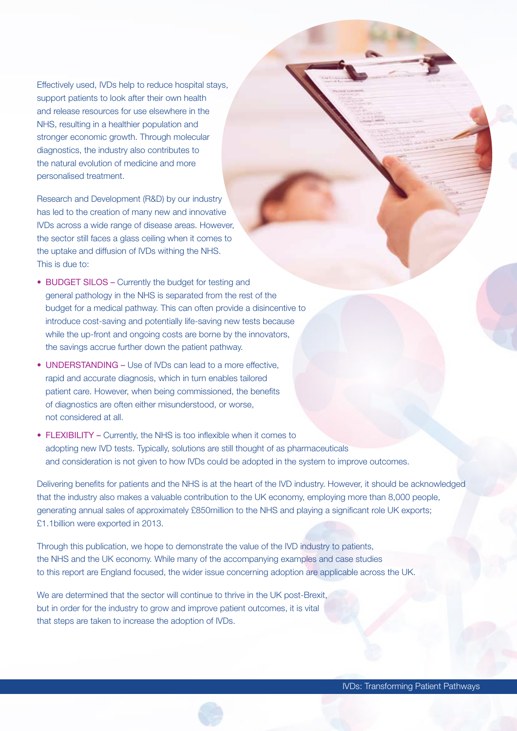Effectively used, IVDs help to reduce hospital stays, support patients to look after their own health and release resources for use elsewhere in the NHS, resulting in a healthier population and stronger economic growth. Through molecular diagnostics, the industry also contributes to the natural evolution of medicine and more personalised treatment.

Research and Development (R&D) by our industry has led to the creation of many new and innovative IVDs across a wide range of disease areas. However, the sector still faces a glass ceiling when it comes to the uptake and diffusion of IVDs withing the NHS. This is due to:

- BUDGET SILOS – Currently the budget for testing and general pathology in the NHS is separated from the rest of the budget for a medical pathway. This can often provide a disincentive to introduce cost-saving and potentially life-saving new tests because while the up-front and ongoing costs are borne by the innovators, the savings accrue further down the patient pathway.
- UNDERSTANDING – Use of IVDs can lead to a more effective, rapid and accurate diagnosis, which in turn enables tailored patient care. However, when being commissioned, the benefits of diagnostics are often either misunderstood, or worse, not considered at all.
- FLEXIBILITY – Currently, the NHS is too inflexible when it comes to adopting new IVD tests. Typically, solutions are still thought of as pharmaceuticals and consideration is not given to how IVDs could be adopted in the system to improve outcomes.

Delivering benefits for patients and the NHS is at the heart of the IVD industry. However, it should be acknowledged that the industry also makes a valuable contribution to the UK economy, employing more than 8,000 people, generating annual sales of approximately £850million to the NHS and playing a significant role UK exports; £1.1billion were exported in 2013.

Through this publication, we hope to demonstrate the value of the IVD industry to patients, the NHS and the UK economy. While many of the accompanying examples and case studies to this report are England focused, the wider issue concerning adoption are applicable across the UK.

We are determined that the sector will continue to thrive in the UK post-Brexit, but in order for the industry to grow and improve patient outcomes, it is vital that steps are taken to increase the adoption of IVDs.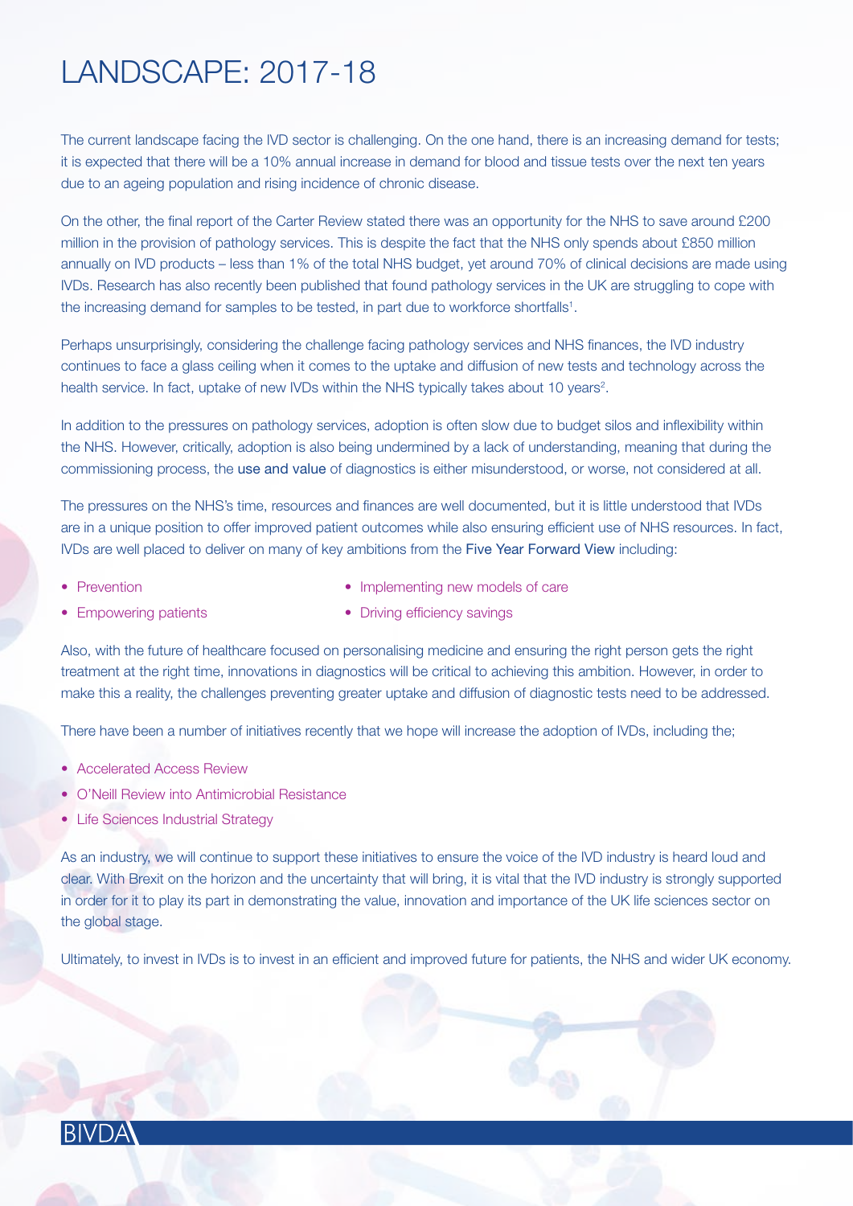# LANDSCAPE: 2017-18

The current landscape facing the IVD sector is challenging. On the one hand, there is an increasing demand for tests; it is expected that there will be a 10% annual increase in demand for blood and tissue tests over the next ten years due to an ageing population and rising incidence of chronic disease.

On the other, the final report of the Carter Review stated there was an opportunity for the NHS to save around £200 million in the provision of pathology services. This is despite the fact that the NHS only spends about £850 million annually on IVD products – less than 1% of the total NHS budget, yet around 70% of clinical decisions are made using IVDs. Research has also recently been published that found pathology services in the UK are struggling to cope with the increasing demand for samples to be tested, in part due to workforce shortfalls[1].

Perhaps unsurprisingly, considering the challenge facing pathology services and NHS finances, the IVD industry continues to face a glass ceiling when it comes to the uptake and diffusion of new tests and technology across the health service. In fact, uptake of new IVDs within the NHS typically takes about 10 years[2].

In addition to the pressures on pathology services, adoption is often slow due to budget silos and inflexibility within the NHS. However, critically, adoption is also being undermined by a lack of understanding, meaning that during the commissioning process, the use and value of diagnostics is either misunderstood, or worse, not considered at all.

The pressures on the NHS's time, resources and finances are well documented, but it is little understood that IVDs are in a unique position to offer improved patient outcomes while also ensuring efficient use of NHS resources. In fact, IVDs are well placed to deliver on many of key ambitions from the Five Year Forward View including:

- Prevention
- Empowering patients
- Implementing new models of care
- Driving efficiency savings

Also, with the future of healthcare focused on personalising medicine and ensuring the right person gets the right treatment at the right time, innovations in diagnostics will be critical to achieving this ambition. However, in order to make this a reality, the challenges preventing greater uptake and diffusion of diagnostic tests need to be addressed.

There have been a number of initiatives recently that we hope will increase the adoption of IVDs, including the;

- Accelerated Access Review
- O'Neill Review into Antimicrobial Resistance
- Life Sciences Industrial Strategy

As an industry, we will continue to support these initiatives to ensure the voice of the IVD industry is heard loud and clear. With Brexit on the horizon and the uncertainty that will bring, it is vital that the IVD industry is strongly supported in order for it to play its part in demonstrating the value, innovation and importance of the UK life sciences sector on the global stage.

Ultimately, to invest in IVDs is to invest in an efficient and improved future for patients, the NHS and wider UK economy.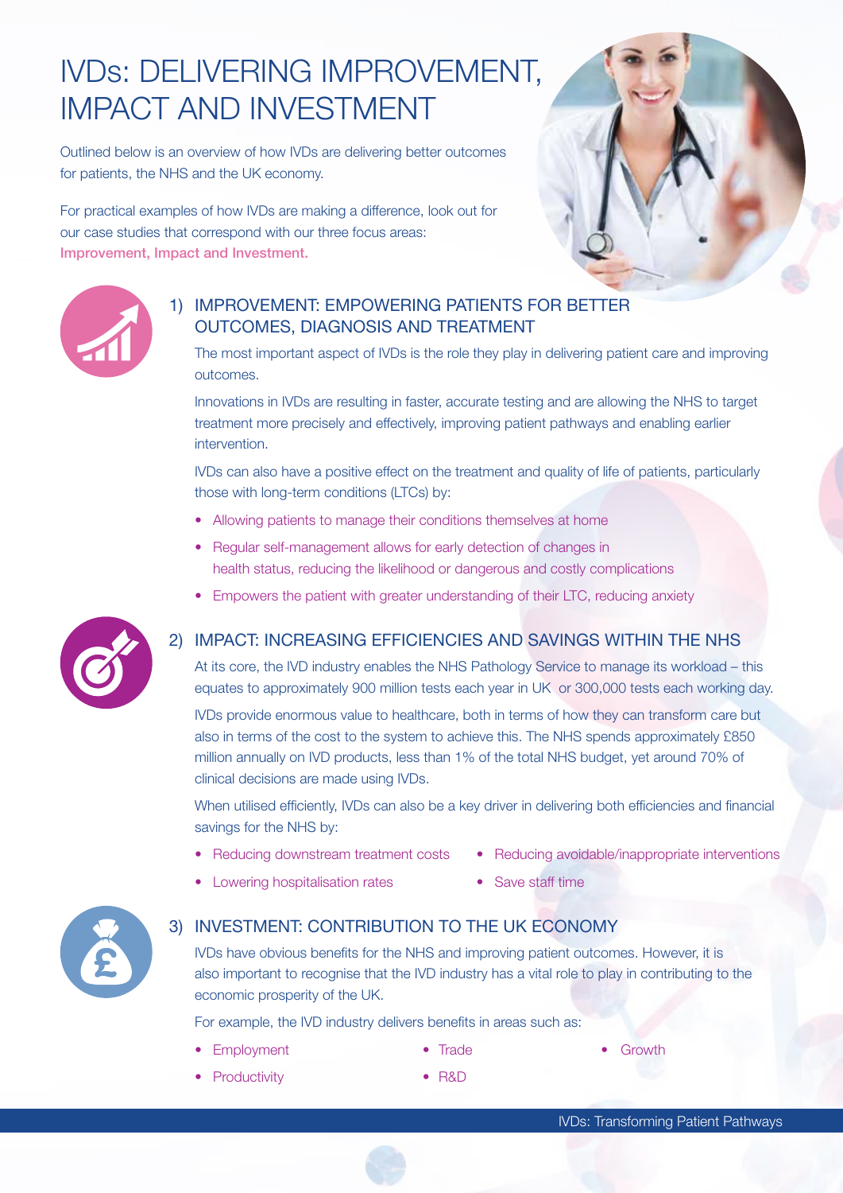# IVDs: DELIVERING IMPROVEMENT, IMPACT AND INVESTMENT

Outlined below is an overview of how IVDs are delivering better outcomes for patients, the NHS and the UK economy.

For practical examples of how IVDs are making a difference, look out for our case studies that correspond with our three focus areas: **Improvement, Impact and Investment.**

## 1) IMPROVEMENT: EMPOWERING PATIENTS FOR BETTER OUTCOMES, DIAGNOSIS AND TREATMENT

The most important aspect of IVDs is the role they play in delivering patient care and improving outcomes.

Innovations in IVDs are resulting in faster, accurate testing and are allowing the NHS to target treatment more precisely and effectively, improving patient pathways and enabling earlier intervention.

IVDs can also have a positive effect on the treatment and quality of life of patients, particularly those with long-term conditions (LTCs) by:

- Allowing patients to manage their conditions themselves at home
- Regular self-management allows for early detection of changes in health status, reducing the likelihood or dangerous and costly complications
- Empowers the patient with greater understanding of their LTC, reducing anxiety

## 2) IMPACT: INCREASING EFFICIENCIES AND SAVINGS WITHIN THE NHS

At its core, the IVD industry enables the NHS Pathology Service to manage its workload – this equates to approximately 900 million tests each year in UK or 300,000 tests each working day.

IVDs provide enormous value to healthcare, both in terms of how they can transform care but also in terms of the cost to the system to achieve this. The NHS spends approximately £850 million annually on IVD products, less than 1% of the total NHS budget, yet around 70% of clinical decisions are made using IVDs.

When utilised efficiently, IVDs can also be a key driver in delivering both efficiencies and financial savings for the NHS by:

- Reducing downstream treatment costs
- Lowering hospitalisation rates
- Reducing avoidable/inappropriate interventions
- Save staff time

## 3) INVESTMENT: CONTRIBUTION TO THE UK ECONOMY

IVDs have obvious benefits for the NHS and improving patient outcomes. However, it is also important to recognise that the IVD industry has a vital role to play in contributing to the economic prosperity of the UK.

For example, the IVD industry delivers benefits in areas such as:

- Employment
- Productivity
- Trade
- R&D
- Growth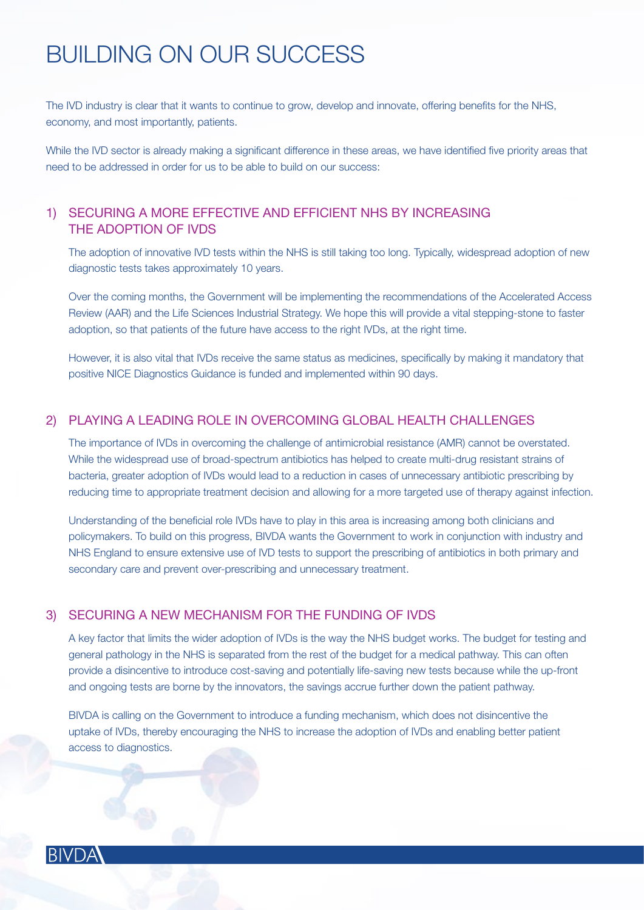# BUILDING ON OUR SUCCESS

The IVD industry is clear that it wants to continue to grow, develop and innovate, offering benefits for the NHS, economy, and most importantly, patients.

While the IVD sector is already making a significant difference in these areas, we have identified five priority areas that need to be addressed in order for us to be able to build on our success:

## 1) SECURING A MORE EFFECTIVE AND EFFICIENT NHS BY INCREASING THE ADOPTION OF IVDS

The adoption of innovative IVD tests within the NHS is still taking too long. Typically, widespread adoption of new diagnostic tests takes approximately 10 years.

Over the coming months, the Government will be implementing the recommendations of the Accelerated Access Review (AAR) and the Life Sciences Industrial Strategy. We hope this will provide a vital stepping-stone to faster adoption, so that patients of the future have access to the right IVDs, at the right time.

However, it is also vital that IVDs receive the same status as medicines, specifically by making it mandatory that positive NICE Diagnostics Guidance is funded and implemented within 90 days.

## 2) PLAYING A LEADING ROLE IN OVERCOMING GLOBAL HEALTH CHALLENGES

The importance of IVDs in overcoming the challenge of antimicrobial resistance (AMR) cannot be overstated. While the widespread use of broad-spectrum antibiotics has helped to create multi-drug resistant strains of bacteria, greater adoption of IVDs would lead to a reduction in cases of unnecessary antibiotic prescribing by reducing time to appropriate treatment decision and allowing for a more targeted use of therapy against infection.

Understanding of the beneficial role IVDs have to play in this area is increasing among both clinicians and policymakers. To build on this progress, BIVDA wants the Government to work in conjunction with industry and NHS England to ensure extensive use of IVD tests to support the prescribing of antibiotics in both primary and secondary care and prevent over-prescribing and unnecessary treatment.

## 3) SECURING A NEW MECHANISM FOR THE FUNDING OF IVDS

A key factor that limits the wider adoption of IVDs is the way the NHS budget works. The budget for testing and general pathology in the NHS is separated from the rest of the budget for a medical pathway. This can often provide a disincentive to introduce cost-saving and potentially life-saving new tests because while the up-front and ongoing tests are borne by the innovators, the savings accrue further down the patient pathway.

BIVDA is calling on the Government to introduce a funding mechanism, which does not disincentive the uptake of IVDs, thereby encouraging the NHS to increase the adoption of IVDs and enabling better patient access to diagnostics.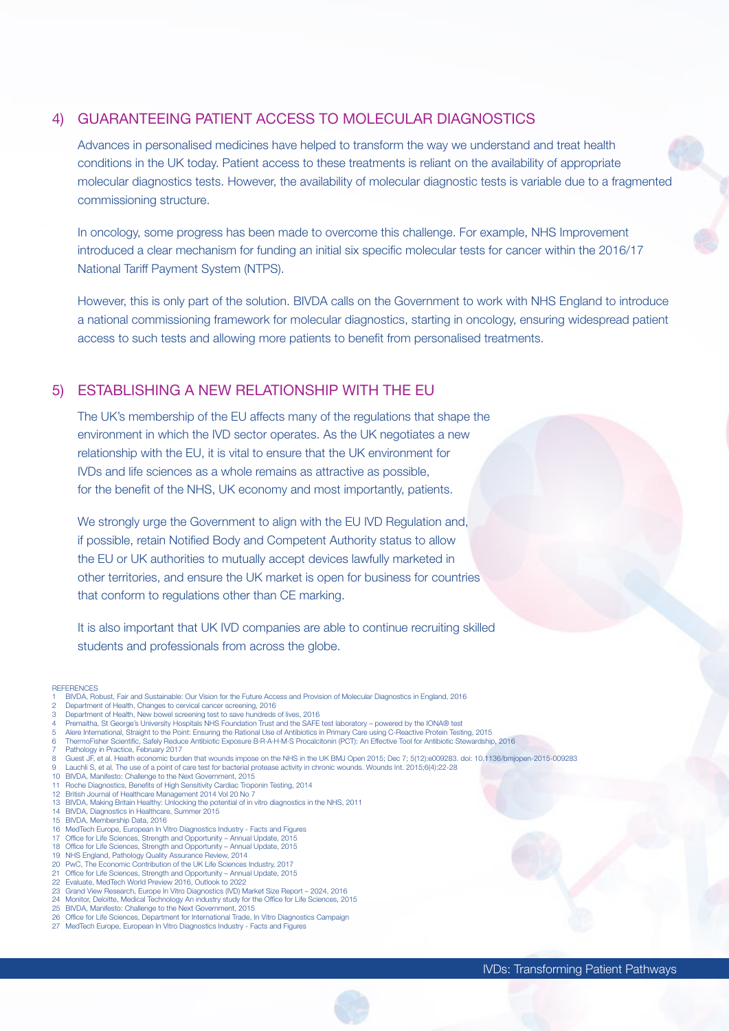## 4) GUARANTEEING PATIENT ACCESS TO MOLECULAR DIAGNOSTICS

Advances in personalised medicines have helped to transform the way we understand and treat health conditions in the UK today. Patient access to these treatments is reliant on the availability of appropriate molecular diagnostics tests. However, the availability of molecular diagnostic tests is variable due to a fragmented commissioning structure.

In oncology, some progress has been made to overcome this challenge. For example, NHS Improvement introduced a clear mechanism for funding an initial six specific molecular tests for cancer within the 2016/17 National Tariff Payment System (NTPS).

However, this is only part of the solution. BIVDA calls on the Government to work with NHS England to introduce a national commissioning framework for molecular diagnostics, starting in oncology, ensuring widespread patient access to such tests and allowing more patients to benefit from personalised treatments.

## 5) ESTABLISHING A NEW RELATIONSHIP WITH THE EU

The UK's membership of the EU affects many of the regulations that shape the environment in which the IVD sector operates. As the UK negotiates a new relationship with the EU, it is vital to ensure that the UK environment for IVDs and life sciences as a whole remains as attractive as possible, for the benefit of the NHS, UK economy and most importantly, patients.

We strongly urge the Government to align with the EU IVD Regulation and, if possible, retain Notified Body and Competent Authority status to allow the EU or UK authorities to mutually accept devices lawfully marketed in other territories, and ensure the UK market is open for business for countries that conform to regulations other than CE marking.

It is also important that UK IVD companies are able to continue recruiting skilled students and professionals from across the globe.

REFERENCES

1. BIVDA, Robust, Fair and Sustainable: Our Vision for the Future Access and Provision of Molecular Diagnostics in England, 2016
2. Department of Health, Changes to cervical cancer screening, 2016
3. Department of Health, New bowel screening test to save hundreds of lives, 2016
4. Premaitha, St George's University Hospitals NHS Foundation Trust and the SAFE test laboratory – powered by the IONA® test
5. Alere International, Straight to the Point: Ensuring the Rational Use of Antibiotics in Primary Care using C-Reactive Protein Testing, 2015
6. ThermoFisher Scientific, Safely Reduce Antibiotic Exposure B·R·A·H·M·S Procalcitonin (PCT): An Effective Tool for Antibiotic Stewardship, 2016
7. Pathology in Practice, February 2017
8. Guest JF, et al. Health economic burden that wounds impose on the NHS in the UK BMJ Open 2015; Dec 7; 5(12):e009283. doi: 10.1136/bmjopen-2015-009283
9. Lauchli S, et al. The use of a point of care test for bacterial protease activity in chronic wounds. Wounds Int. 2015;6(4):22-28
10. BIVDA, Manifesto: Challenge to the Next Government, 2015
11. Roche Diagnostics, Benefits of High Sensitivity Cardiac Troponin Testing, 2014
12. British Journal of Healthcare Management 2014 Vol 20 No 7
13. BIVDA, Making Britain Healthy: Unlocking the potential of in vitro diagnostics in the NHS, 2011
14. BIVDA, Diagnostics in Healthcare, Summer 2015
15. BIVDA, Membership Data, 2016
16. MedTech Europe, European In Vitro Diagnostics Industry - Facts and Figures
17. Office for Life Sciences, Strength and Opportunity – Annual Update, 2015
18. Office for Life Sciences, Strength and Opportunity – Annual Update, 2015
19. NHS England, Pathology Quality Assurance Review, 2014
20. PwC, The Economic Contribution of the UK Life Sciences Industry, 2017
21. Office for Life Sciences, Strength and Opportunity – Annual Update, 2015
22. Evaluate, MedTech World Preview 2016, Outlook to 2022
23. Grand View Research, Europe In Vitro Diagnostics (IVD) Market Size Report – 2024, 2016
24. Monitor, Deloitte, Medical Technology An industry study for the Office for Life Sciences, 2015
25. BIVDA, Manifesto: Challenge to the Next Government, 2015
26. Office for Life Sciences, Department for International Trade, In Vitro Diagnostics Campaign
27. MedTech Europe, European In Vitro Diagnostics Industry - Facts and Figures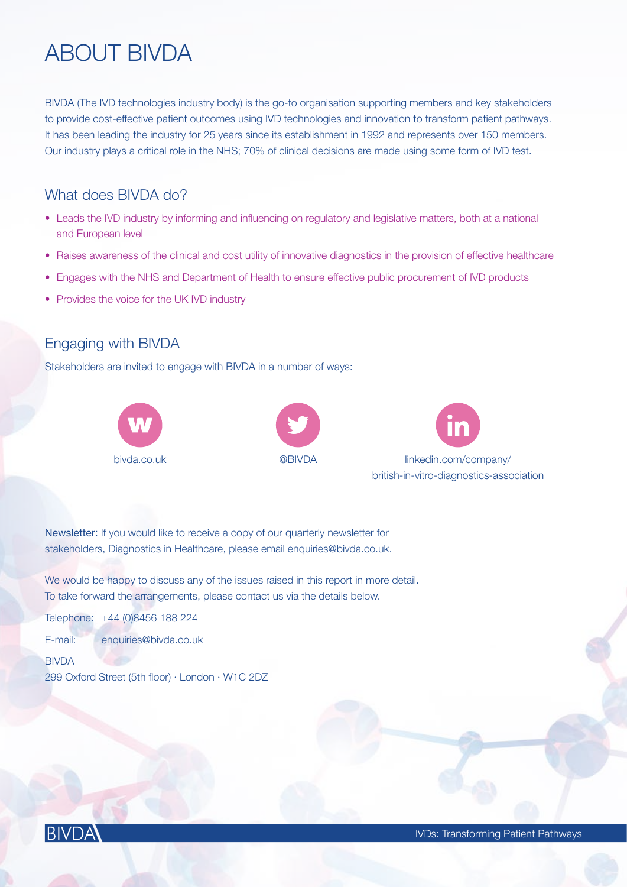# ABOUT BIVDA

BIVDA (The IVD technologies industry body) is the go-to organisation supporting members and key stakeholders to provide cost-effective patient outcomes using IVD technologies and innovation to transform patient pathways. It has been leading the industry for 25 years since its establishment in 1992 and represents over 150 members. Our industry plays a critical role in the NHS; 70% of clinical decisions are made using some form of IVD test.

## What does BIVDA do?

- Leads the IVD industry by informing and influencing on regulatory and legislative matters, both at a national and European level
- Raises awareness of the clinical and cost utility of innovative diagnostics in the provision of effective healthcare
- Engages with the NHS and Department of Health to ensure effective public procurement of IVD products
- Provides the voice for the UK IVD industry

## Engaging with BIVDA

Stakeholders are invited to engage with BIVDA in a number of ways:

bivda.co.uk

@BIVDA

linkedin.com/company/british-in-vitro-diagnostics-association

**Newsletter:** If you would like to receive a copy of our quarterly newsletter for stakeholders, Diagnostics in Healthcare, please email enquiries@bivda.co.uk.

We would be happy to discuss any of the issues raised in this report in more detail. To take forward the arrangements, please contact us via the details below.

Telephone: +44 (0)8456 188 224

E-mail: enquiries@bivda.co.uk

BIVDA
299 Oxford Street (5th floor) · London · W1C 2DZ